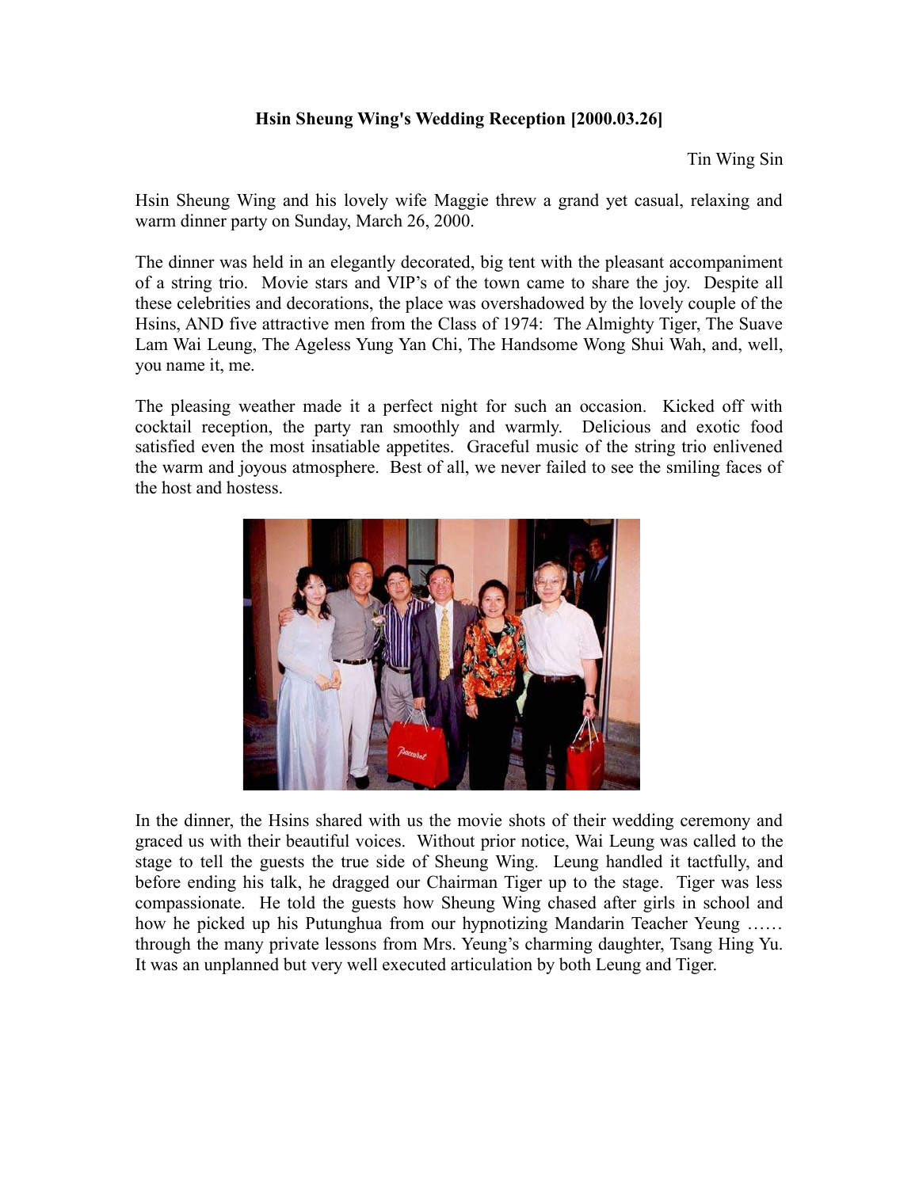**Hsin Sheung Wing's Wedding Reception [2000.03.26]**

Tin Wing Sin

Hsin Sheung Wing and his lovely wife Maggie threw a grand yet casual, relaxing and warm dinner party on Sunday, March 26, 2000.

The dinner was held in an elegantly decorated, big tent with the pleasant accompaniment of a string trio. Movie stars and VIP's of the town came to share the joy. Despite all these celebrities and decorations, the place was overshadowed by the lovely couple of the Hsins, AND five attractive men from the Class of 1974: The Almighty Tiger, The Suave Lam Wai Leung, The Ageless Yung Yan Chi, The Handsome Wong Shui Wah, and, well, you name it, me.

The pleasing weather made it a perfect night for such an occasion. Kicked off with cocktail reception, the party ran smoothly and warmly. Delicious and exotic food satisfied even the most insatiable appetites. Graceful music of the string trio enlivened the warm and joyous atmosphere. Best of all, we never failed to see the smiling faces of the host and hostess.

In the dinner, the Hsins shared with us the movie shots of their wedding ceremony and graced us with their beautiful voices. Without prior notice, Wai Leung was called to the stage to tell the guests the true side of Sheung Wing. Leung handled it tactfully, and before ending his talk, he dragged our Chairman Tiger up to the stage. Tiger was less compassionate. He told the guests how Sheung Wing chased after girls in school and how he picked up his Putunghua from our hypnotizing Mandarin Teacher Yeung …… through the many private lessons from Mrs. Yeung's charming daughter, Tsang Hing Yu. It was an unplanned but very well executed articulation by both Leung and Tiger.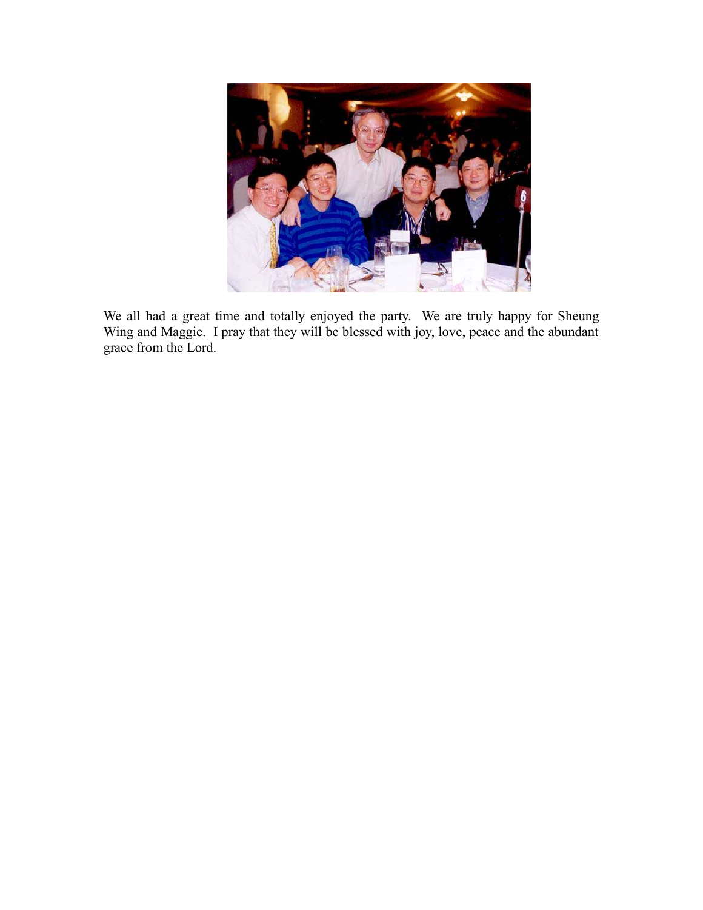We all had a great time and totally enjoyed the party. We are truly happy for Sheung Wing and Maggie. I pray that they will be blessed with joy, love, peace and the abundant grace from the Lord.